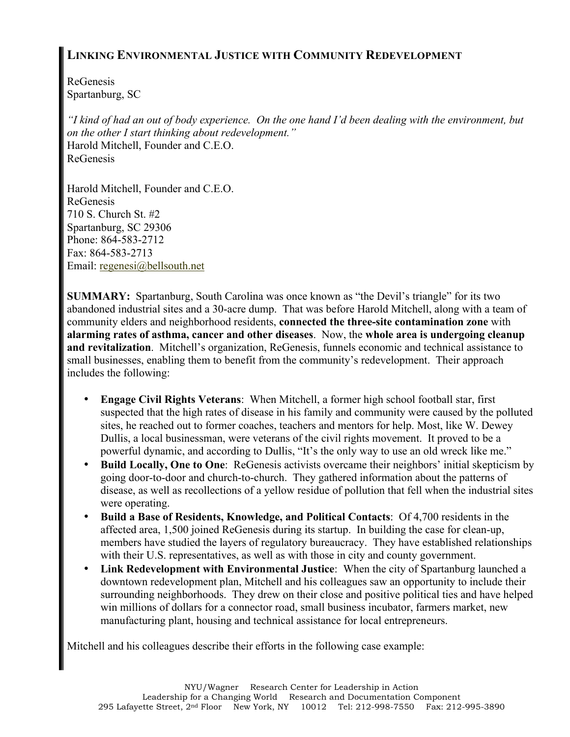## LINKING ENVIRONMENTAL JUSTICE WITH COMMUNITY REDEVELOPMENT

ReGenesis
Spartanburg, SC

*"I kind of had an out of body experience. On the one hand I'd been dealing with the environment, but on the other I start thinking about redevelopment."*
Harold Mitchell, Founder and C.E.O.
ReGenesis

Harold Mitchell, Founder and C.E.O.
ReGenesis
710 S. Church St. #2
Spartanburg, SC 29306
Phone: 864-583-2712
Fax: 864-583-2713
Email: regenesi@bellsouth.net

**SUMMARY:** Spartanburg, South Carolina was once known as "the Devil's triangle" for its two abandoned industrial sites and a 30-acre dump. That was before Harold Mitchell, along with a team of community elders and neighborhood residents, **connected the three-site contamination zone** with **alarming rates of asthma, cancer and other diseases**. Now, the **whole area is undergoing cleanup and revitalization**. Mitchell's organization, ReGenesis, funnels economic and technical assistance to small businesses, enabling them to benefit from the community's redevelopment. Their approach includes the following:

- **Engage Civil Rights Veterans**: When Mitchell, a former high school football star, first suspected that the high rates of disease in his family and community were caused by the polluted sites, he reached out to former coaches, teachers and mentors for help. Most, like W. Dewey Dullis, a local businessman, were veterans of the civil rights movement. It proved to be a powerful dynamic, and according to Dullis, "It's the only way to use an old wreck like me."
- **Build Locally, One to One**: ReGenesis activists overcame their neighbors' initial skepticism by going door-to-door and church-to-church. They gathered information about the patterns of disease, as well as recollections of a yellow residue of pollution that fell when the industrial sites were operating.
- **Build a Base of Residents, Knowledge, and Political Contacts**: Of 4,700 residents in the affected area, 1,500 joined ReGenesis during its startup. In building the case for clean-up, members have studied the layers of regulatory bureaucracy. They have established relationships with their U.S. representatives, as well as with those in city and county government.
- **Link Redevelopment with Environmental Justice**: When the city of Spartanburg launched a downtown redevelopment plan, Mitchell and his colleagues saw an opportunity to include their surrounding neighborhoods. They drew on their close and positive political ties and have helped win millions of dollars for a connector road, small business incubator, farmers market, new manufacturing plant, housing and technical assistance for local entrepreneurs.

Mitchell and his colleagues describe their efforts in the following case example: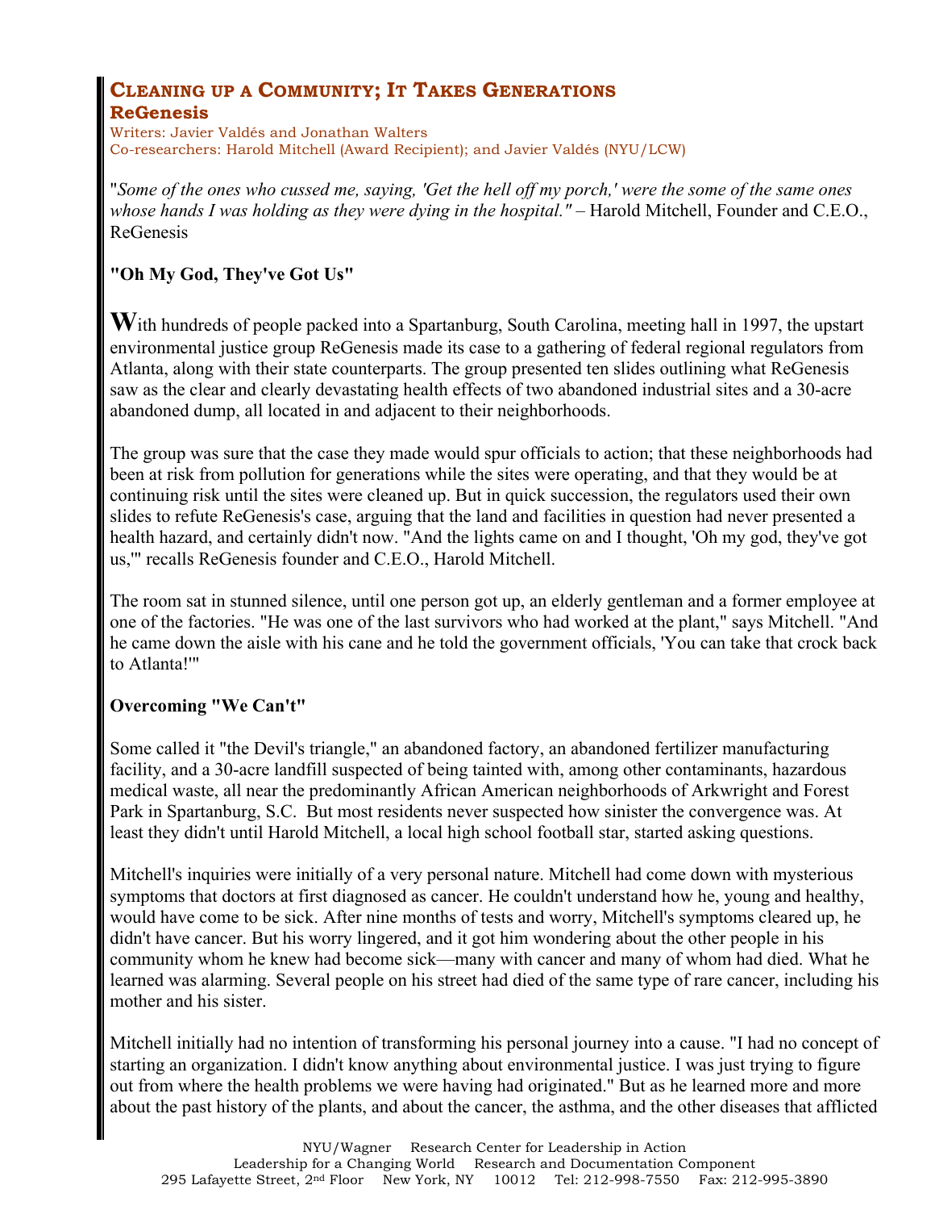## Cleaning up a Community; It Takes Generations

### ReGenesis

Writers: Javier Valdés and Jonathan Walters
Co-researchers: Harold Mitchell (Award Recipient); and Javier Valdés (NYU/LCW)

"*Some of the ones who cussed me, saying, 'Get the hell off my porch,' were the some of the same ones whose hands I was holding as they were dying in the hospital."* – Harold Mitchell, Founder and C.E.O., ReGenesis

### "Oh My God, They've Got Us"

**W**ith hundreds of people packed into a Spartanburg, South Carolina, meeting hall in 1997, the upstart environmental justice group ReGenesis made its case to a gathering of federal regional regulators from Atlanta, along with their state counterparts. The group presented ten slides outlining what ReGenesis saw as the clear and clearly devastating health effects of two abandoned industrial sites and a 30-acre abandoned dump, all located in and adjacent to their neighborhoods.

The group was sure that the case they made would spur officials to action; that these neighborhoods had been at risk from pollution for generations while the sites were operating, and that they would be at continuing risk until the sites were cleaned up. But in quick succession, the regulators used their own slides to refute ReGenesis's case, arguing that the land and facilities in question had never presented a health hazard, and certainly didn't now. "And the lights came on and I thought, 'Oh my god, they've got us,'" recalls ReGenesis founder and C.E.O., Harold Mitchell.

The room sat in stunned silence, until one person got up, an elderly gentleman and a former employee at one of the factories. "He was one of the last survivors who had worked at the plant," says Mitchell. "And he came down the aisle with his cane and he told the government officials, 'You can take that crock back to Atlanta!'"

### Overcoming "We Can't"

Some called it "the Devil's triangle," an abandoned factory, an abandoned fertilizer manufacturing facility, and a 30-acre landfill suspected of being tainted with, among other contaminants, hazardous medical waste, all near the predominantly African American neighborhoods of Arkwright and Forest Park in Spartanburg, S.C. But most residents never suspected how sinister the convergence was. At least they didn't until Harold Mitchell, a local high school football star, started asking questions.

Mitchell's inquiries were initially of a very personal nature. Mitchell had come down with mysterious symptoms that doctors at first diagnosed as cancer. He couldn't understand how he, young and healthy, would have come to be sick. After nine months of tests and worry, Mitchell's symptoms cleared up, he didn't have cancer. But his worry lingered, and it got him wondering about the other people in his community whom he knew had become sick—many with cancer and many of whom had died. What he learned was alarming. Several people on his street had died of the same type of rare cancer, including his mother and his sister.

Mitchell initially had no intention of transforming his personal journey into a cause. "I had no concept of starting an organization. I didn't know anything about environmental justice. I was just trying to figure out from where the health problems we were having had originated." But as he learned more and more about the past history of the plants, and about the cancer, the asthma, and the other diseases that afflicted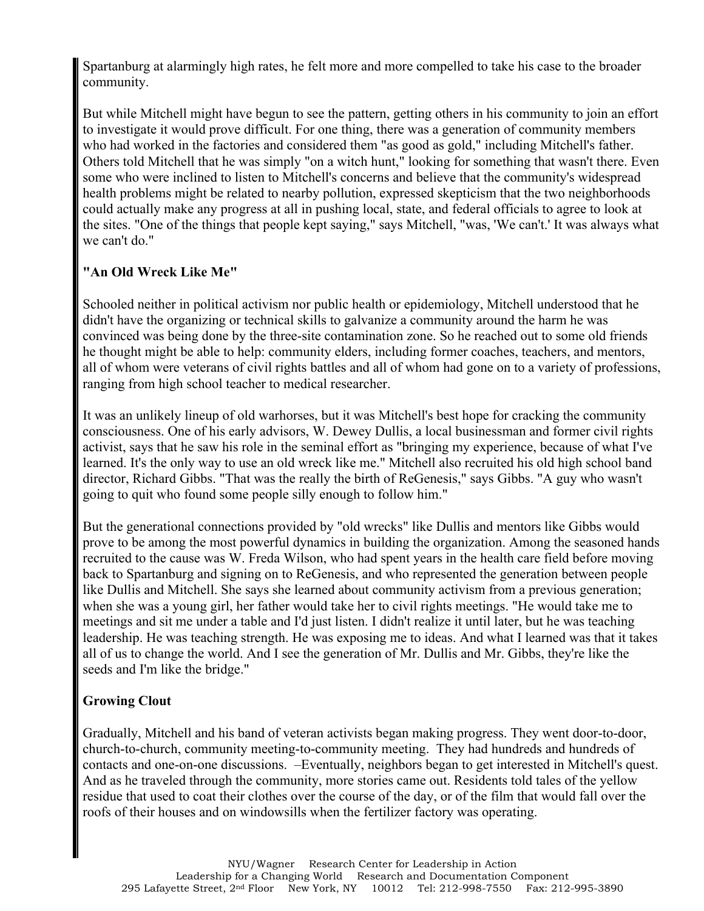Spartanburg at alarmingly high rates, he felt more and more compelled to take his case to the broader community.

But while Mitchell might have begun to see the pattern, getting others in his community to join an effort to investigate it would prove difficult. For one thing, there was a generation of community members who had worked in the factories and considered them "as good as gold," including Mitchell's father. Others told Mitchell that he was simply "on a witch hunt," looking for something that wasn't there. Even some who were inclined to listen to Mitchell's concerns and believe that the community's widespread health problems might be related to nearby pollution, expressed skepticism that the two neighborhoods could actually make any progress at all in pushing local, state, and federal officials to agree to look at the sites. "One of the things that people kept saying," says Mitchell, "was, 'We can't.' It was always what we can't do."

### "An Old Wreck Like Me"

Schooled neither in political activism nor public health or epidemiology, Mitchell understood that he didn't have the organizing or technical skills to galvanize a community around the harm he was convinced was being done by the three-site contamination zone. So he reached out to some old friends he thought might be able to help: community elders, including former coaches, teachers, and mentors, all of whom were veterans of civil rights battles and all of whom had gone on to a variety of professions, ranging from high school teacher to medical researcher.

It was an unlikely lineup of old warhorses, but it was Mitchell's best hope for cracking the community consciousness. One of his early advisors, W. Dewey Dullis, a local businessman and former civil rights activist, says that he saw his role in the seminal effort as "bringing my experience, because of what I've learned. It's the only way to use an old wreck like me." Mitchell also recruited his old high school band director, Richard Gibbs. "That was the really the birth of ReGenesis," says Gibbs. "A guy who wasn't going to quit who found some people silly enough to follow him."

But the generational connections provided by "old wrecks" like Dullis and mentors like Gibbs would prove to be among the most powerful dynamics in building the organization. Among the seasoned hands recruited to the cause was W. Freda Wilson, who had spent years in the health care field before moving back to Spartanburg and signing on to ReGenesis, and who represented the generation between people like Dullis and Mitchell. She says she learned about community activism from a previous generation; when she was a young girl, her father would take her to civil rights meetings. "He would take me to meetings and sit me under a table and I'd just listen. I didn't realize it until later, but he was teaching leadership. He was teaching strength. He was exposing me to ideas. And what I learned was that it takes all of us to change the world. And I see the generation of Mr. Dullis and Mr. Gibbs, they're like the seeds and I'm like the bridge."

### Growing Clout

Gradually, Mitchell and his band of veteran activists began making progress. They went door-to-door, church-to-church, community meeting-to-community meeting. They had hundreds and hundreds of contacts and one-on-one discussions. –Eventually, neighbors began to get interested in Mitchell's quest. And as he traveled through the community, more stories came out. Residents told tales of the yellow residue that used to coat their clothes over the course of the day, or of the film that would fall over the roofs of their houses and on windowsills when the fertilizer factory was operating.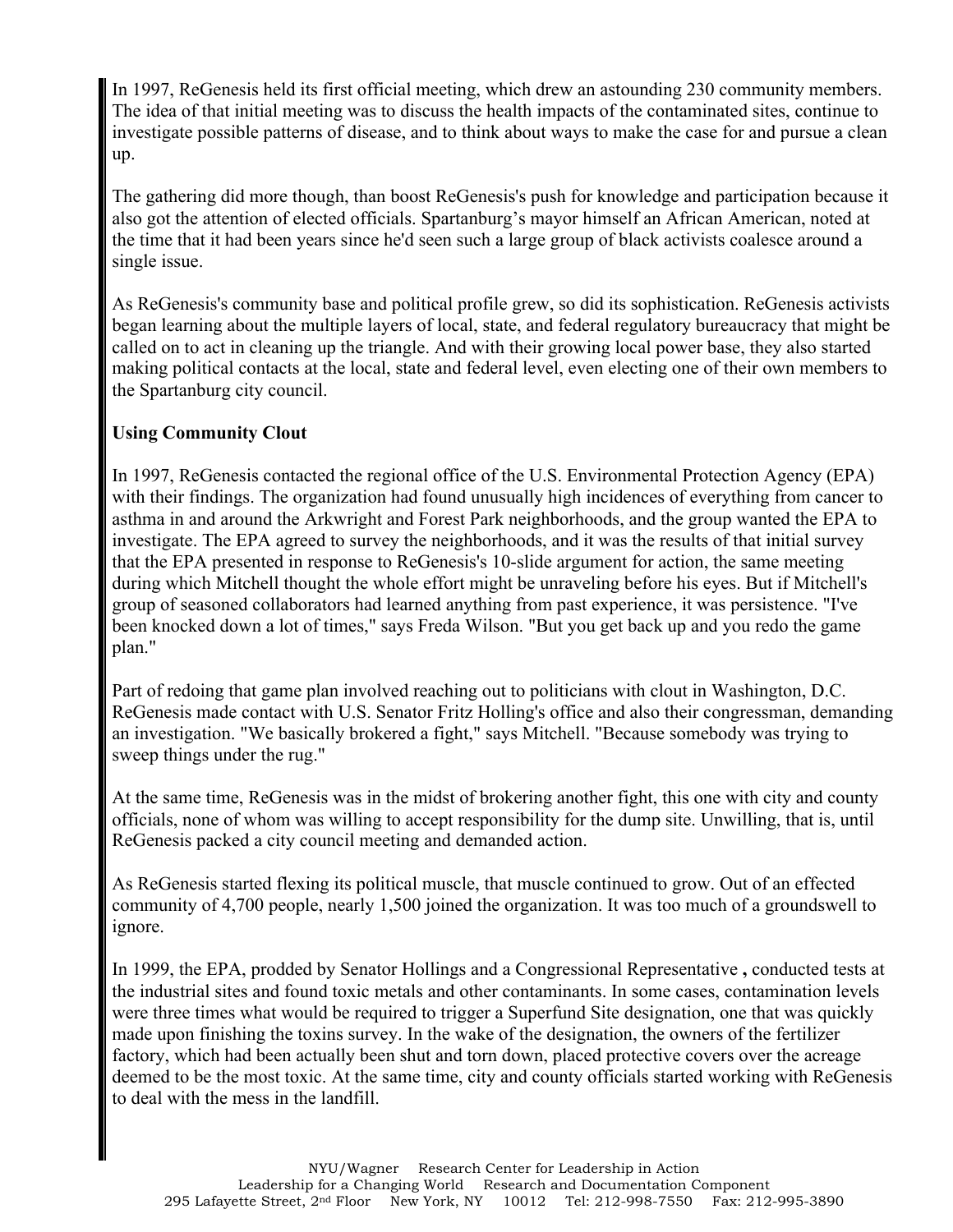In 1997, ReGenesis held its first official meeting, which drew an astounding 230 community members. The idea of that initial meeting was to discuss the health impacts of the contaminated sites, continue to investigate possible patterns of disease, and to think about ways to make the case for and pursue a clean up.

The gathering did more though, than boost ReGenesis's push for knowledge and participation because it also got the attention of elected officials. Spartanburg's mayor himself an African American, noted at the time that it had been years since he'd seen such a large group of black activists coalesce around a single issue.

As ReGenesis's community base and political profile grew, so did its sophistication. ReGenesis activists began learning about the multiple layers of local, state, and federal regulatory bureaucracy that might be called on to act in cleaning up the triangle. And with their growing local power base, they also started making political contacts at the local, state and federal level, even electing one of their own members to the Spartanburg city council.

**Using Community Clout**

In 1997, ReGenesis contacted the regional office of the U.S. Environmental Protection Agency (EPA) with their findings. The organization had found unusually high incidences of everything from cancer to asthma in and around the Arkwright and Forest Park neighborhoods, and the group wanted the EPA to investigate. The EPA agreed to survey the neighborhoods, and it was the results of that initial survey that the EPA presented in response to ReGenesis's 10-slide argument for action, the same meeting during which Mitchell thought the whole effort might be unraveling before his eyes. But if Mitchell's group of seasoned collaborators had learned anything from past experience, it was persistence. "I've been knocked down a lot of times," says Freda Wilson. "But you get back up and you redo the game plan."

Part of redoing that game plan involved reaching out to politicians with clout in Washington, D.C. ReGenesis made contact with U.S. Senator Fritz Holling's office and also their congressman, demanding an investigation. "We basically brokered a fight," says Mitchell. "Because somebody was trying to sweep things under the rug."

At the same time, ReGenesis was in the midst of brokering another fight, this one with city and county officials, none of whom was willing to accept responsibility for the dump site. Unwilling, that is, until ReGenesis packed a city council meeting and demanded action.

As ReGenesis started flexing its political muscle, that muscle continued to grow. Out of an effected community of 4,700 people, nearly 1,500 joined the organization. It was too much of a groundswell to ignore.

In 1999, the EPA, prodded by Senator Hollings and a Congressional Representative **,** conducted tests at the industrial sites and found toxic metals and other contaminants. In some cases, contamination levels were three times what would be required to trigger a Superfund Site designation, one that was quickly made upon finishing the toxins survey. In the wake of the designation, the owners of the fertilizer factory, which had been actually been shut and torn down, placed protective covers over the acreage deemed to be the most toxic. At the same time, city and county officials started working with ReGenesis to deal with the mess in the landfill.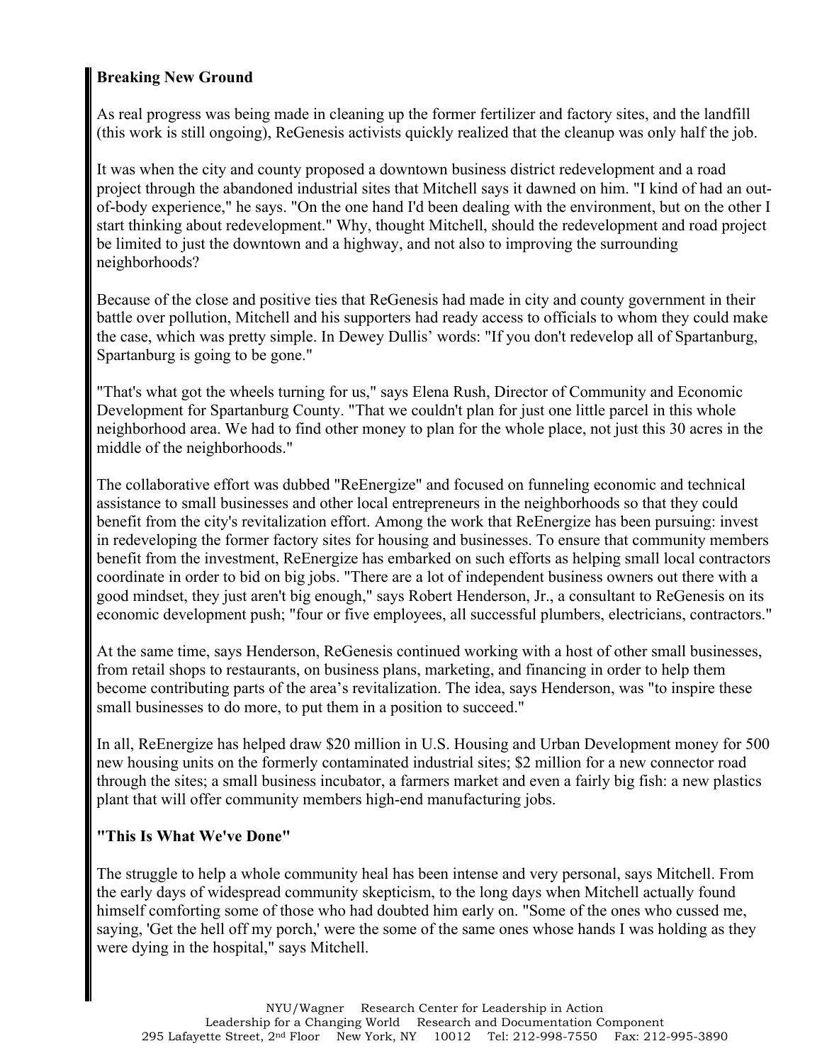**Breaking New Ground**

As real progress was being made in cleaning up the former fertilizer and factory sites, and the landfill (this work is still ongoing), ReGenesis activists quickly realized that the cleanup was only half the job.

It was when the city and county proposed a downtown business district redevelopment and a road project through the abandoned industrial sites that Mitchell says it dawned on him. "I kind of had an out-of-body experience," he says. "On the one hand I'd been dealing with the environment, but on the other I start thinking about redevelopment." Why, thought Mitchell, should the redevelopment and road project be limited to just the downtown and a highway, and not also to improving the surrounding neighborhoods?

Because of the close and positive ties that ReGenesis had made in city and county government in their battle over pollution, Mitchell and his supporters had ready access to officials to whom they could make the case, which was pretty simple. In Dewey Dullis' words: "If you don't redevelop all of Spartanburg, Spartanburg is going to be gone."

"That's what got the wheels turning for us," says Elena Rush, Director of Community and Economic Development for Spartanburg County. "That we couldn't plan for just one little parcel in this whole neighborhood area. We had to find other money to plan for the whole place, not just this 30 acres in the middle of the neighborhoods."

The collaborative effort was dubbed "ReEnergize" and focused on funneling economic and technical assistance to small businesses and other local entrepreneurs in the neighborhoods so that they could benefit from the city's revitalization effort. Among the work that ReEnergize has been pursuing: invest in redeveloping the former factory sites for housing and businesses. To ensure that community members benefit from the investment, ReEnergize has embarked on such efforts as helping small local contractors coordinate in order to bid on big jobs. "There are a lot of independent business owners out there with a good mindset, they just aren't big enough," says Robert Henderson, Jr., a consultant to ReGenesis on its economic development push; "four or five employees, all successful plumbers, electricians, contractors."

At the same time, says Henderson, ReGenesis continued working with a host of other small businesses, from retail shops to restaurants, on business plans, marketing, and financing in order to help them become contributing parts of the area's revitalization. The idea, says Henderson, was "to inspire these small businesses to do more, to put them in a position to succeed."

In all, ReEnergize has helped draw $20 million in U.S. Housing and Urban Development money for 500 new housing units on the formerly contaminated industrial sites; $2 million for a new connector road through the sites; a small business incubator, a farmers market and even a fairly big fish: a new plastics plant that will offer community members high-end manufacturing jobs.

**"This Is What We've Done"**

The struggle to help a whole community heal has been intense and very personal, says Mitchell. From the early days of widespread community skepticism, to the long days when Mitchell actually found himself comforting some of those who had doubted him early on. "Some of the ones who cussed me, saying, 'Get the hell off my porch,' were the some of the same ones whose hands I was holding as they were dying in the hospital," says Mitchell.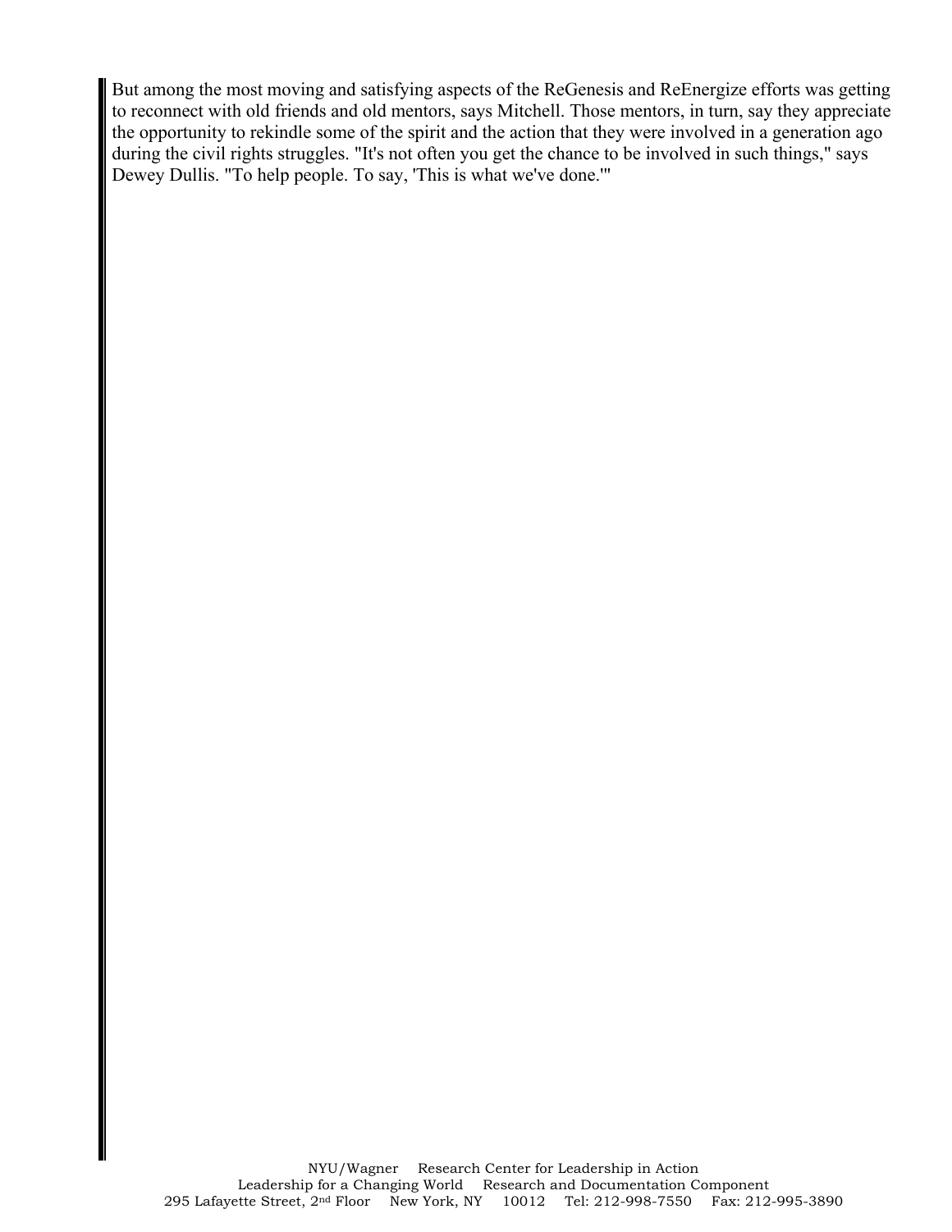But among the most moving and satisfying aspects of the ReGenesis and ReEnergize efforts was getting to reconnect with old friends and old mentors, says Mitchell. Those mentors, in turn, say they appreciate the opportunity to rekindle some of the spirit and the action that they were involved in a generation ago during the civil rights struggles. "It's not often you get the chance to be involved in such things," says Dewey Dullis. "To help people. To say, 'This is what we've done.'"